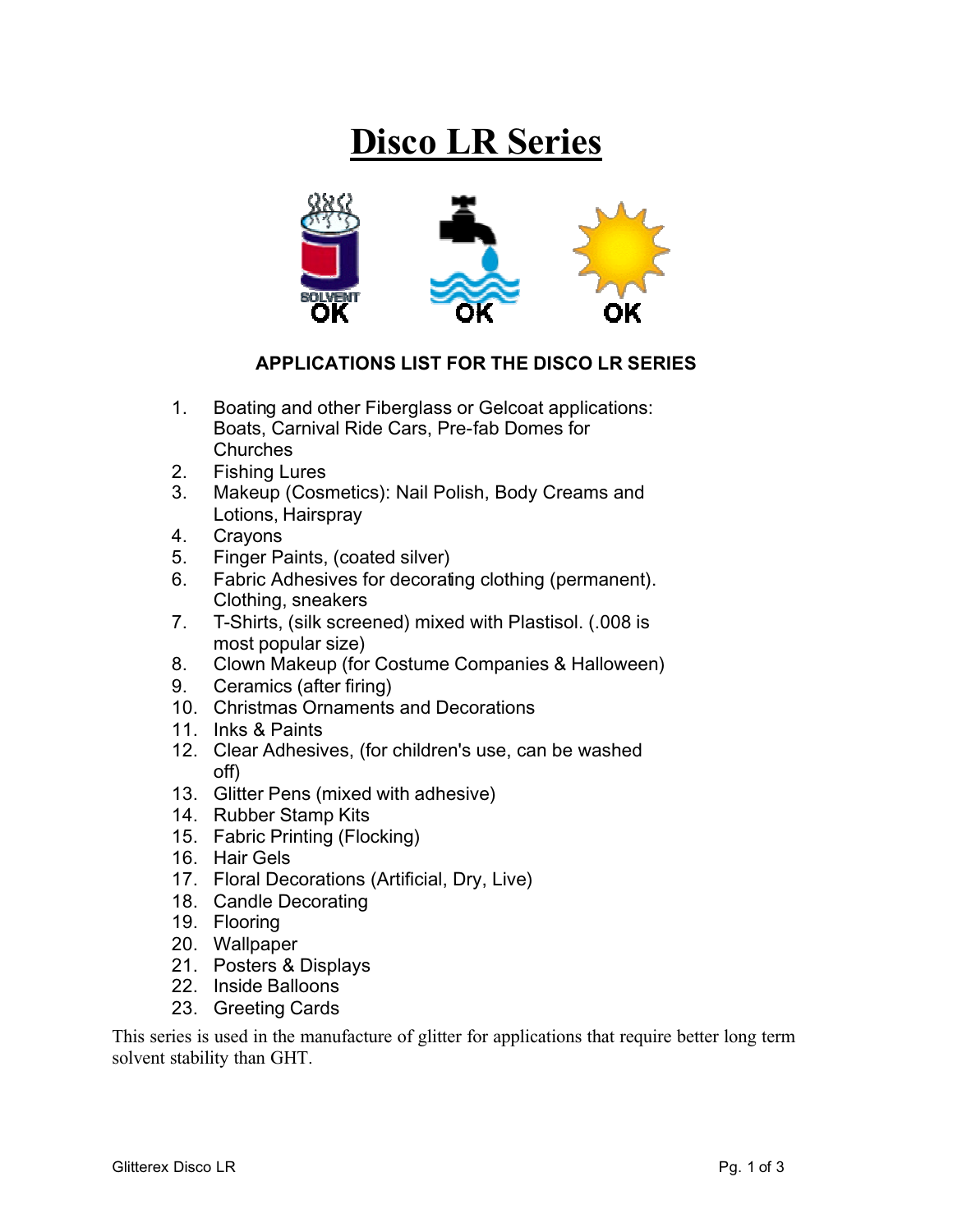# Disco LR Series

SOLVENT OK OK OK

### APPLICATIONS LIST FOR THE DISCO LR SERIES

1. Boating and other Fiberglass or Gelcoat applications: Boats, Carnival Ride Cars, Pre-fab Domes for Churches
2. Fishing Lures
3. Makeup (Cosmetics): Nail Polish, Body Creams and Lotions, Hairspray
4. Crayons
5. Finger Paints, (coated silver)
6. Fabric Adhesives for decorating clothing (permanent). Clothing, sneakers
7. T-Shirts, (silk screened) mixed with Plastisol. (.008 is most popular size)
8. Clown Makeup (for Costume Companies & Halloween)
9. Ceramics (after firing)
10. Christmas Ornaments and Decorations
11. Inks & Paints
12. Clear Adhesives, (for children's use, can be washed off)
13. Glitter Pens (mixed with adhesive)
14. Rubber Stamp Kits
15. Fabric Printing (Flocking)
16. Hair Gels
17. Floral Decorations (Artificial, Dry, Live)
18. Candle Decorating
19. Flooring
20. Wallpaper
21. Posters & Displays
22. Inside Balloons
23. Greeting Cards

This series is used in the manufacture of glitter for applications that require better long term solvent stability than GHT.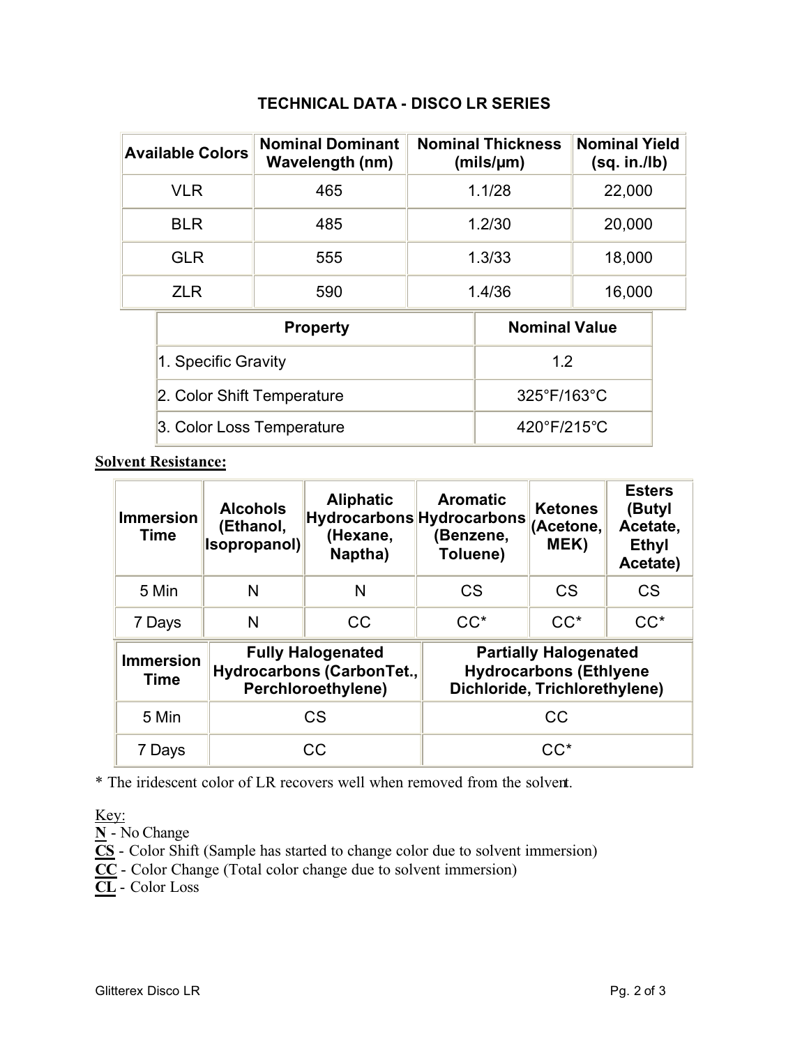# TECHNICAL DATA - DISCO LR SERIES

| Available Colors | Nominal Dominant Wavelength (nm) | Nominal Thickness (mils/µm) | Nominal Yield (sq. in./lb) |
|---|---|---|---|
| VLR | 465 | 1.1/28 | 22,000 |
| BLR | 485 | 1.2/30 | 20,000 |
| GLR | 555 | 1.3/33 | 18,000 |
| ZLR | 590 | 1.4/36 | 16,000 |

| Property | Nominal Value |
|---|---|
| 1. Specific Gravity | 1.2 |
| 2. Color Shift Temperature | 325°F/163°C |
| 3. Color Loss Temperature | 420°F/215°C |

**Solvent Resistance:**

| Immersion Time | Alcohols (Ethanol, Isopropanol) | Aliphatic Hydrocarbons (Hexane, Naptha) | Aromatic Hydrocarbons (Benzene, Toluene) | Ketones (Acetone, MEK) | Esters (Butyl Acetate, Ethyl Acetate) |
|---|---|---|---|---|---|
| 5 Min | N | N | CS | CS | CS |
| 7 Days | N | CC | CC* | CC* | CC* |

| Immersion Time | Fully Halogenated Hydrocarbons (CarbonTet., Perchloroethylene) | Partially Halogenated Hydrocarbons (Ethlyene Dichloride, Trichlorethylene) |
|---|---|---|
| 5 Min | CS | CC |
| 7 Days | CC | CC* |

* The iridescent color of LR recovers well when removed from the solvent.

Key:

**N** - No Change

**CS** - Color Shift (Sample has started to change color due to solvent immersion)

**CC** - Color Change (Total color change due to solvent immersion)

**CL** - Color Loss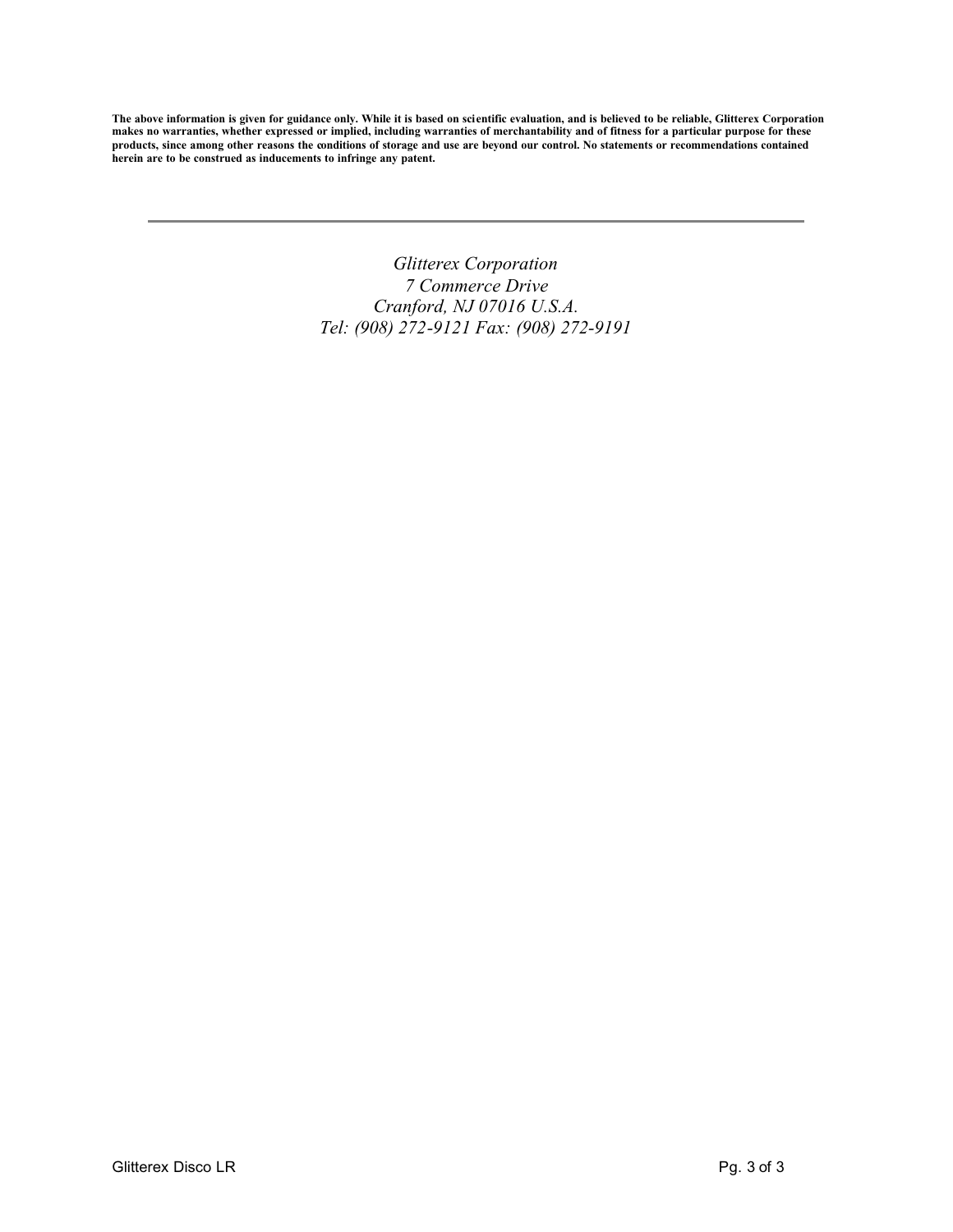**The above information is given for guidance only. While it is based on scientific evaluation, and is believed to be reliable, Glitterex Corporation makes no warranties, whether expressed or implied, including warranties of merchantability and of fitness for a particular purpose for these products, since among other reasons the conditions of storage and use are beyond our control. No statements or recommendations contained herein are to be construed as inducements to infringe any patent.**

---

*Glitterex Corporation*
*7 Commerce Drive*
*Cranford, NJ 07016 U.S.A.*
*Tel: (908) 272-9121 Fax: (908) 272-9191*